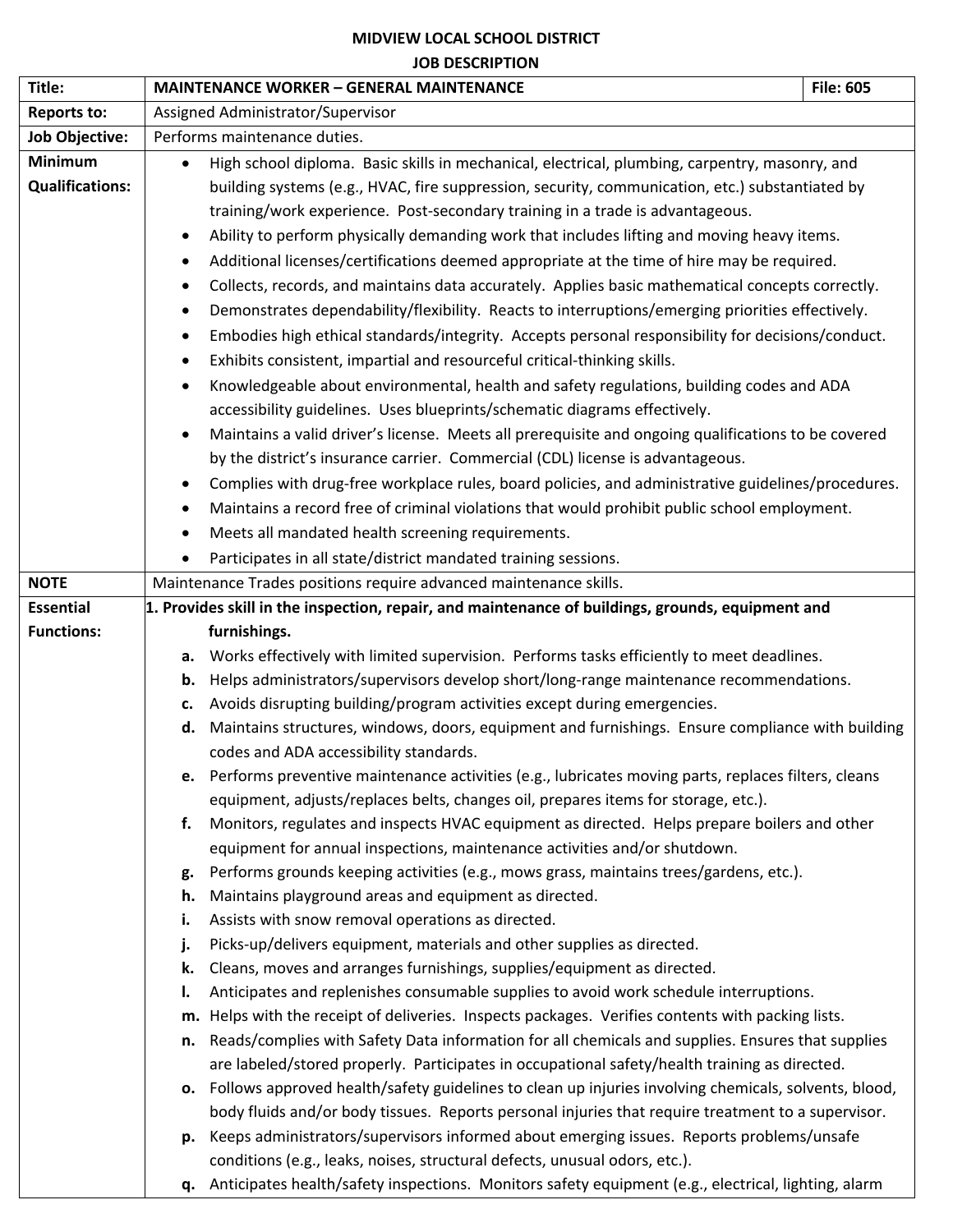**MIDVIEW LOCAL SCHOOL DISTRICT**
**JOB DESCRIPTION**

| **Title:** | **MAINTENANCE WORKER – GENERAL MAINTENANCE** | **File: 605** |
|---|---|---|
| **Reports to:** | Assigned Administrator/Supervisor | |
| **Job Objective:** | Performs maintenance duties. | |
| **Minimum Qualifications:** | • High school diploma. Basic skills in mechanical, electrical, plumbing, carpentry, masonry, and building systems (e.g., HVAC, fire suppression, security, communication, etc.) substantiated by training/work experience. Post-secondary training in a trade is advantageous.<br>• Ability to perform physically demanding work that includes lifting and moving heavy items.<br>• Additional licenses/certifications deemed appropriate at the time of hire may be required.<br>• Collects, records, and maintains data accurately. Applies basic mathematical concepts correctly.<br>• Demonstrates dependability/flexibility. Reacts to interruptions/emerging priorities effectively.<br>• Embodies high ethical standards/integrity. Accepts personal responsibility for decisions/conduct.<br>• Exhibits consistent, impartial and resourceful critical-thinking skills.<br>• Knowledgeable about environmental, health and safety regulations, building codes and ADA accessibility guidelines. Uses blueprints/schematic diagrams effectively.<br>• Maintains a valid driver's license. Meets all prerequisite and ongoing qualifications to be covered by the district's insurance carrier. Commercial (CDL) license is advantageous.<br>• Complies with drug-free workplace rules, board policies, and administrative guidelines/procedures.<br>• Maintains a record free of criminal violations that would prohibit public school employment.<br>• Meets all mandated health screening requirements.<br>• Participates in all state/district mandated training sessions. | |
| **NOTE** | Maintenance Trades positions require advanced maintenance skills. | |
| **Essential Functions:** | **1. Provides skill in the inspection, repair, and maintenance of buildings, grounds, equipment and furnishings.**<br>**a.** Works effectively with limited supervision. Performs tasks efficiently to meet deadlines.<br>**b.** Helps administrators/supervisors develop short/long-range maintenance recommendations.<br>**c.** Avoids disrupting building/program activities except during emergencies.<br>**d.** Maintains structures, windows, doors, equipment and furnishings. Ensure compliance with building codes and ADA accessibility standards.<br>**e.** Performs preventive maintenance activities (e.g., lubricates moving parts, replaces filters, cleans equipment, adjusts/replaces belts, changes oil, prepares items for storage, etc.).<br>**f.** Monitors, regulates and inspects HVAC equipment as directed. Helps prepare boilers and other equipment for annual inspections, maintenance activities and/or shutdown.<br>**g.** Performs grounds keeping activities (e.g., mows grass, maintains trees/gardens, etc.).<br>**h.** Maintains playground areas and equipment as directed.<br>**i.** Assists with snow removal operations as directed.<br>**j.** Picks-up/delivers equipment, materials and other supplies as directed.<br>**k.** Cleans, moves and arranges furnishings, supplies/equipment as directed.<br>**l.** Anticipates and replenishes consumable supplies to avoid work schedule interruptions.<br>**m.** Helps with the receipt of deliveries. Inspects packages. Verifies contents with packing lists.<br>**n.** Reads/complies with Safety Data information for all chemicals and supplies. Ensures that supplies are labeled/stored properly. Participates in occupational safety/health training as directed.<br>**o.** Follows approved health/safety guidelines to clean up injuries involving chemicals, solvents, blood, body fluids and/or body tissues. Reports personal injuries that require treatment to a supervisor.<br>**p.** Keeps administrators/supervisors informed about emerging issues. Reports problems/unsafe conditions (e.g., leaks, noises, structural defects, unusual odors, etc.).<br>**q.** Anticipates health/safety inspections. Monitors safety equipment (e.g., electrical, lighting, alarm | |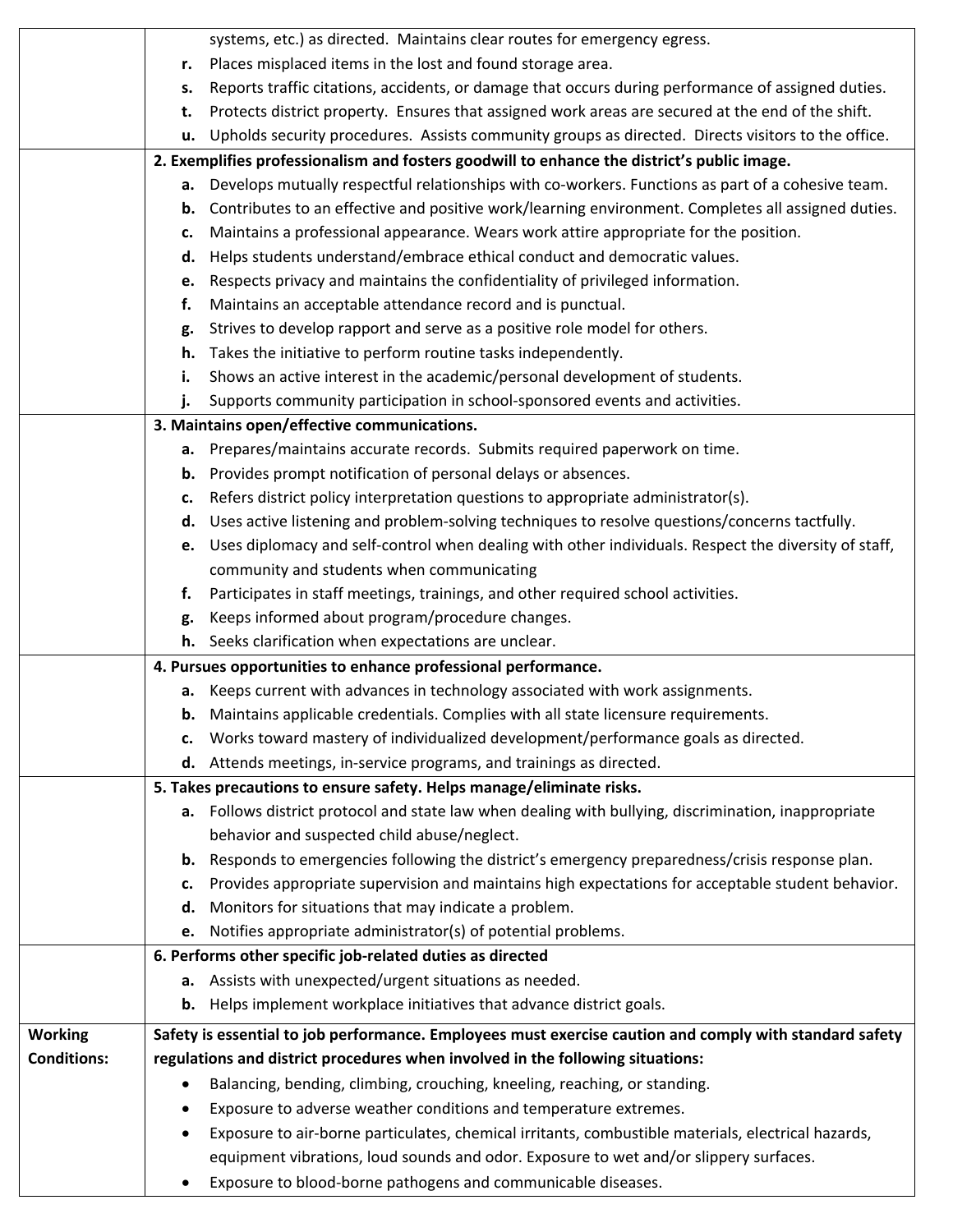| | |
|---|---|
| | systems, etc.) as directed. Maintains clear routes for emergency egress.<br>**r.** Places misplaced items in the lost and found storage area.<br>**s.** Reports traffic citations, accidents, or damage that occurs during performance of assigned duties.<br>**t.** Protects district property. Ensures that assigned work areas are secured at the end of the shift.<br>**u.** Upholds security procedures. Assists community groups as directed. Directs visitors to the office. |
| | **2. Exemplifies professionalism and fosters goodwill to enhance the district's public image.**<br>**a.** Develops mutually respectful relationships with co-workers. Functions as part of a cohesive team.<br>**b.** Contributes to an effective and positive work/learning environment. Completes all assigned duties.<br>**c.** Maintains a professional appearance. Wears work attire appropriate for the position.<br>**d.** Helps students understand/embrace ethical conduct and democratic values.<br>**e.** Respects privacy and maintains the confidentiality of privileged information.<br>**f.** Maintains an acceptable attendance record and is punctual.<br>**g.** Strives to develop rapport and serve as a positive role model for others.<br>**h.** Takes the initiative to perform routine tasks independently.<br>**i.** Shows an active interest in the academic/personal development of students.<br>**j.** Supports community participation in school-sponsored events and activities. |
| | **3. Maintains open/effective communications.**<br>**a.** Prepares/maintains accurate records. Submits required paperwork on time.<br>**b.** Provides prompt notification of personal delays or absences.<br>**c.** Refers district policy interpretation questions to appropriate administrator(s).<br>**d.** Uses active listening and problem-solving techniques to resolve questions/concerns tactfully.<br>**e.** Uses diplomacy and self-control when dealing with other individuals. Respect the diversity of staff, community and students when communicating<br>**f.** Participates in staff meetings, trainings, and other required school activities.<br>**g.** Keeps informed about program/procedure changes.<br>**h.** Seeks clarification when expectations are unclear. |
| | **4. Pursues opportunities to enhance professional performance.**<br>**a.** Keeps current with advances in technology associated with work assignments.<br>**b.** Maintains applicable credentials. Complies with all state licensure requirements.<br>**c.** Works toward mastery of individualized development/performance goals as directed.<br>**d.** Attends meetings, in-service programs, and trainings as directed. |
| | **5. Takes precautions to ensure safety. Helps manage/eliminate risks.**<br>**a.** Follows district protocol and state law when dealing with bullying, discrimination, inappropriate behavior and suspected child abuse/neglect.<br>**b.** Responds to emergencies following the district's emergency preparedness/crisis response plan.<br>**c.** Provides appropriate supervision and maintains high expectations for acceptable student behavior.<br>**d.** Monitors for situations that may indicate a problem.<br>**e.** Notifies appropriate administrator(s) of potential problems. |
| | **6. Performs other specific job-related duties as directed**<br>**a.** Assists with unexpected/urgent situations as needed.<br>**b.** Helps implement workplace initiatives that advance district goals. |
| **Working Conditions:** | **Safety is essential to job performance. Employees must exercise caution and comply with standard safety regulations and district procedures when involved in the following situations:**<br>• Balancing, bending, climbing, crouching, kneeling, reaching, or standing.<br>• Exposure to adverse weather conditions and temperature extremes.<br>• Exposure to air-borne particulates, chemical irritants, combustible materials, electrical hazards, equipment vibrations, loud sounds and odor. Exposure to wet and/or slippery surfaces.<br>• Exposure to blood-borne pathogens and communicable diseases. |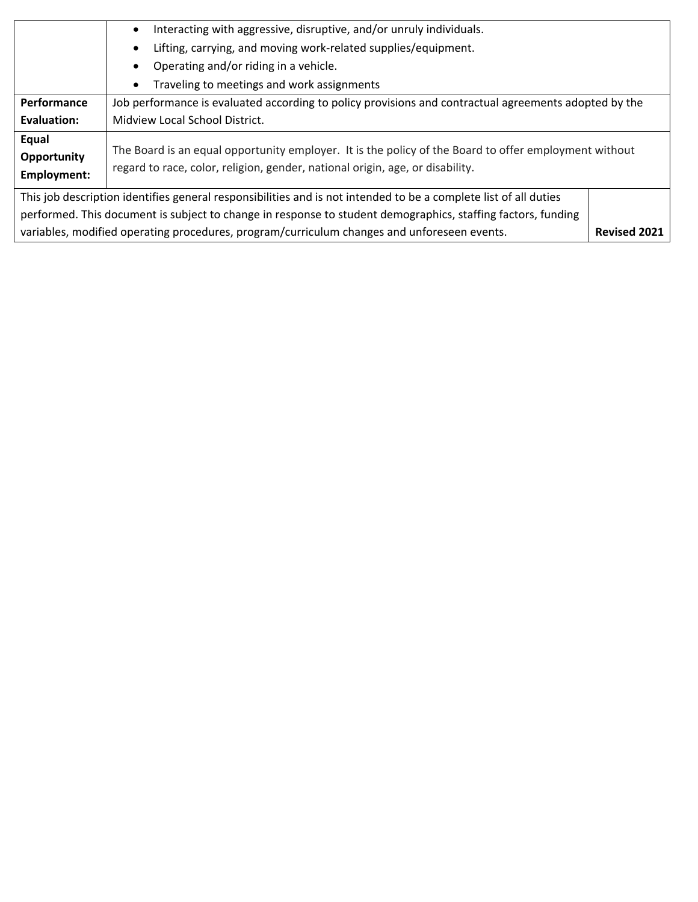| | |
|---|---|
| | • Interacting with aggressive, disruptive, and/or unruly individuals.<br>• Lifting, carrying, and moving work-related supplies/equipment.<br>• Operating and/or riding in a vehicle.<br>• Traveling to meetings and work assignments |
| **Performance Evaluation:** | Job performance is evaluated according to policy provisions and contractual agreements adopted by the Midview Local School District. |
| **Equal Opportunity Employment:** | The Board is an equal opportunity employer. It is the policy of the Board to offer employment without regard to race, color, religion, gender, national origin, age, or disability. |

| | |
|---|---|
| This job description identifies general responsibilities and is not intended to be a complete list of all duties performed. This document is subject to change in response to student demographics, staffing factors, funding variables, modified operating procedures, program/curriculum changes and unforeseen events. | **Revised 2021** |